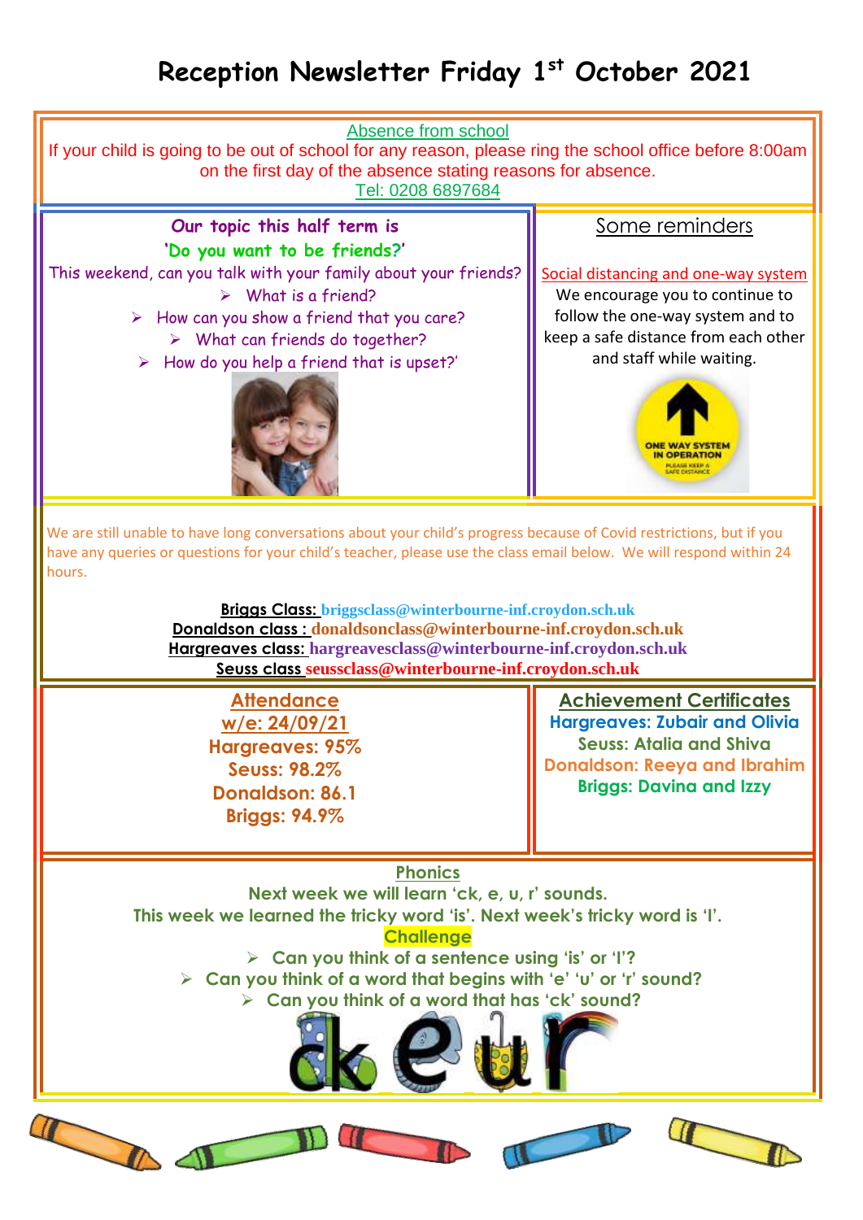# Reception Newsletter Friday 1st October 2021

**Absence from school**

If your child is going to be out of school for any reason, please ring the school office before 8:00am on the first day of the absence stating reasons for absence.

Tel: 0208 6897684

## Our topic this half term is 'Do you want to be friends?'

This weekend, can you talk with your family about your friends?

- What is a friend?
- How can you show a friend that you care?
- What can friends do together?
- How do you help a friend that is upset?'

## Some reminders

**Social distancing and one-way system**

We encourage you to continue to follow the one-way system and to keep a safe distance from each other and staff while waiting.

ONE WAY SYSTEM IN OPERATION

PLEASE KEEP A SAFE DISTANCE

We are still unable to have long conversations about your child's progress because of Covid restrictions, but if you have any queries or questions for your child's teacher, please use the class email below. We will respond within 24 hours.

**Briggs Class:** briggsclass@winterbourne-inf.croydon.sch.uk
**Donaldson class :** donaldsonclass@winterbourne-inf.croydon.sch.uk
**Hargreaves class:** hargreavesclass@winterbourne-inf.croydon.sch.uk
**Seuss class** seussclass@winterbourne-inf.croydon.sch.uk

## Attendance

**w/e: 24/09/21**

**Hargreaves: 95%**
**Seuss: 98.2%**
**Donaldson: 86.1**
**Briggs: 94.9%**

## Achievement Certificates

**Hargreaves: Zubair and Olivia**
**Seuss: Atalia and Shiva**
**Donaldson: Reeya and Ibrahim**
**Briggs: Davina and Izzy**

## Phonics

**Next week we will learn 'ck, e, u, r' sounds.**

**This week we learned the tricky word 'is'. Next week's tricky word is 'I'.**

**Challenge**

- **Can you think of a sentence using 'is' or 'I'?**
- **Can you think of a word that begins with 'e' 'u' or 'r' sound?**
- **Can you think of a word that has 'ck' sound?**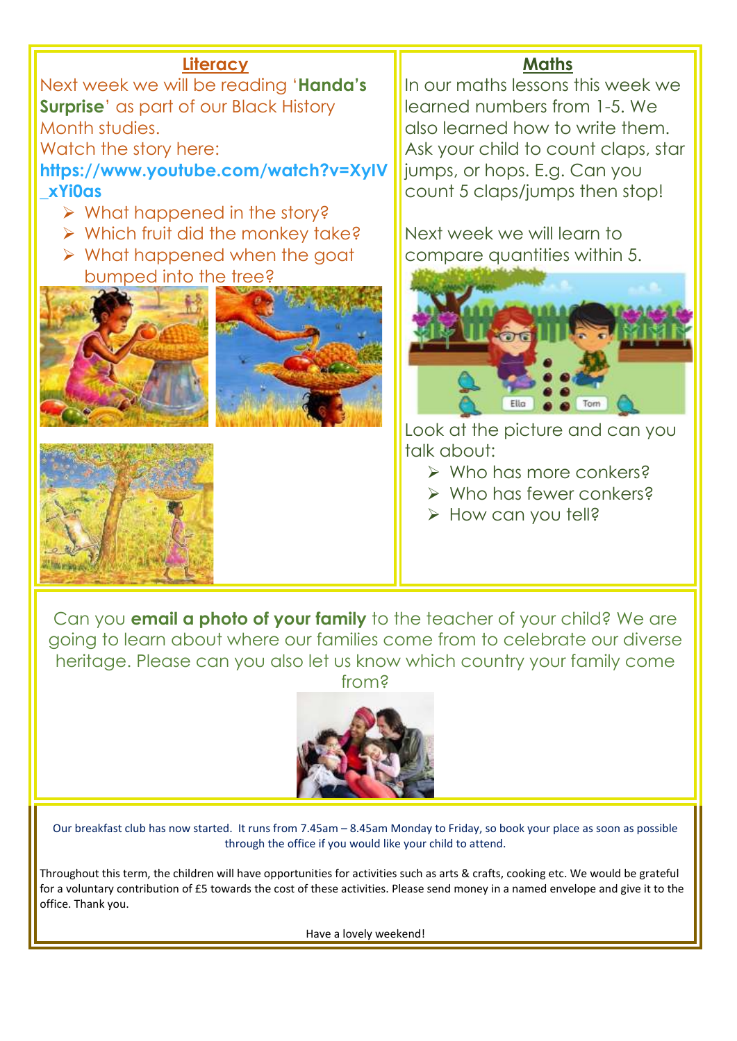## Literacy

Next week we will be reading '**Handa's Surprise**' as part of our Black History Month studies.

Watch the story here:

**https://www.youtube.com/watch?v=XyIV_xYi0as**

- What happened in the story?
- Which fruit did the monkey take?
- What happened when the goat bumped into the tree?

## Maths

In our maths lessons this week we learned numbers from 1-5. We also learned how to write them. Ask your child to count claps, star jumps, or hops. E.g. Can you count 5 claps/jumps then stop!

Next week we will learn to compare quantities within 5.

Ella

Tom

Look at the picture and can you talk about:

- Who has more conkers?
- Who has fewer conkers?
- How can you tell?

Can you **email a photo of your family** to the teacher of your child? We are going to learn about where our families come from to celebrate our diverse heritage. Please can you also let us know which country your family come from?

Our breakfast club has now started. It runs from 7.45am – 8.45am Monday to Friday, so book your place as soon as possible through the office if you would like your child to attend.

Throughout this term, the children will have opportunities for activities such as arts & crafts, cooking etc. We would be grateful for a voluntary contribution of £5 towards the cost of these activities. Please send money in a named envelope and give it to the office. Thank you.

Have a lovely weekend!